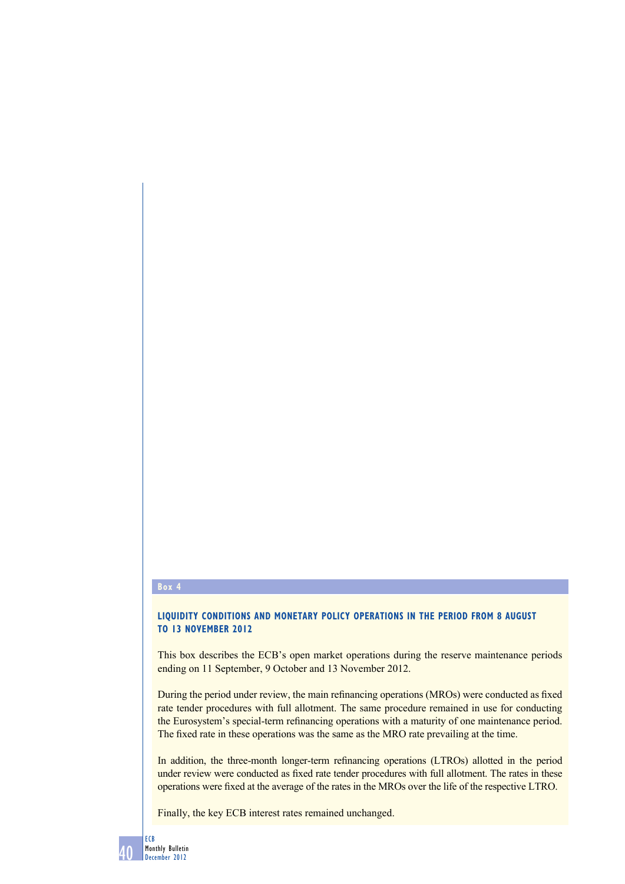**Box 4**

## LIQUIDITY CONDITIONS AND MONETARY POLICY OPERATIONS IN THE PERIOD FROM 8 AUGUST TO 13 NOVEMBER 2012

This box describes the ECB's open market operations during the reserve maintenance periods ending on 11 September, 9 October and 13 November 2012.

During the period under review, the main refinancing operations (MROs) were conducted as fixed rate tender procedures with full allotment. The same procedure remained in use for conducting the Eurosystem's special-term refinancing operations with a maturity of one maintenance period. The fixed rate in these operations was the same as the MRO rate prevailing at the time.

In addition, the three-month longer-term refinancing operations (LTROs) allotted in the period under review were conducted as fixed rate tender procedures with full allotment. The rates in these operations were fixed at the average of the rates in the MROs over the life of the respective LTRO.

Finally, the key ECB interest rates remained unchanged.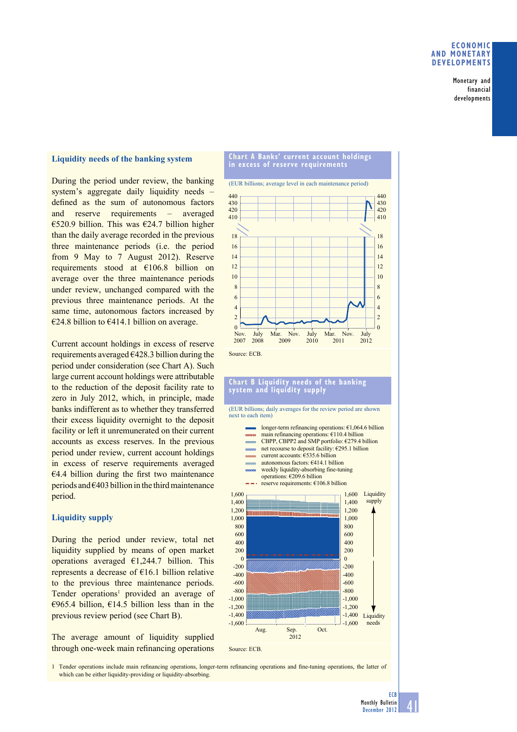## Liquidity needs of the banking system

During the period under review, the banking system's aggregate daily liquidity needs – defined as the sum of autonomous factors and reserve requirements – averaged €520.9 billion. This was €24.7 billion higher than the daily average recorded in the previous three maintenance periods (i.e. the period from 9 May to 7 August 2012). Reserve requirements stood at €106.8 billion on average over the three maintenance periods under review, unchanged compared with the previous three maintenance periods. At the same time, autonomous factors increased by €24.8 billion to €414.1 billion on average.

Current account holdings in excess of reserve requirements averaged €428.3 billion during the period under consideration (see Chart A). Such large current account holdings were attributable to the reduction of the deposit facility rate to zero in July 2012, which, in principle, made banks indifferent as to whether they transferred their excess liquidity overnight to the deposit facility or left it unremunerated on their current accounts as excess reserves. In the previous review period, current account holdings in excess of reserve requirements averaged €4.4 billion during the first two maintenance periods and €403 billion in the third maintenance period.

## Liquidity supply

During the period under review, total net liquidity supplied by means of open market operations averaged €1,244.7 billion. This represents a decrease of €16.1 billion relative to the previous three maintenance periods. Tender operations[1] provided an average of €965.4 billion, €14.5 billion less than in the previous review period (see Chart B).

The average amount of liquidity supplied through one-week main refinancing operations

**Chart A Banks' current account holdings in excess of reserve requirements**

(EUR billions; average level in each maintenance period)

Source: ECB.

**Chart B Liquidity needs of the banking system and liquidity supply**

(EUR billions; daily averages for the review period are shown next to each item)

- longer-term refinancing operations: €1,064.6 billion
- main refinancing operations: €110.4 billion
- CBPP, CBPP2 and SMP portfolio: €279.4 billion
- net recourse to deposit facility: €295.1 billion
- current accounts: €535.6 billion
- autonomous factors: €414.1 billion
- weekly liquidity-absorbing fine-tuning operations: €209.6 billion
- reserve requirements: €106.8 billion

Source: ECB.

1 Tender operations include main refinancing operations, longer-term refinancing operations and fine-tuning operations, the latter of which can be either liquidity-providing or liquidity-absorbing.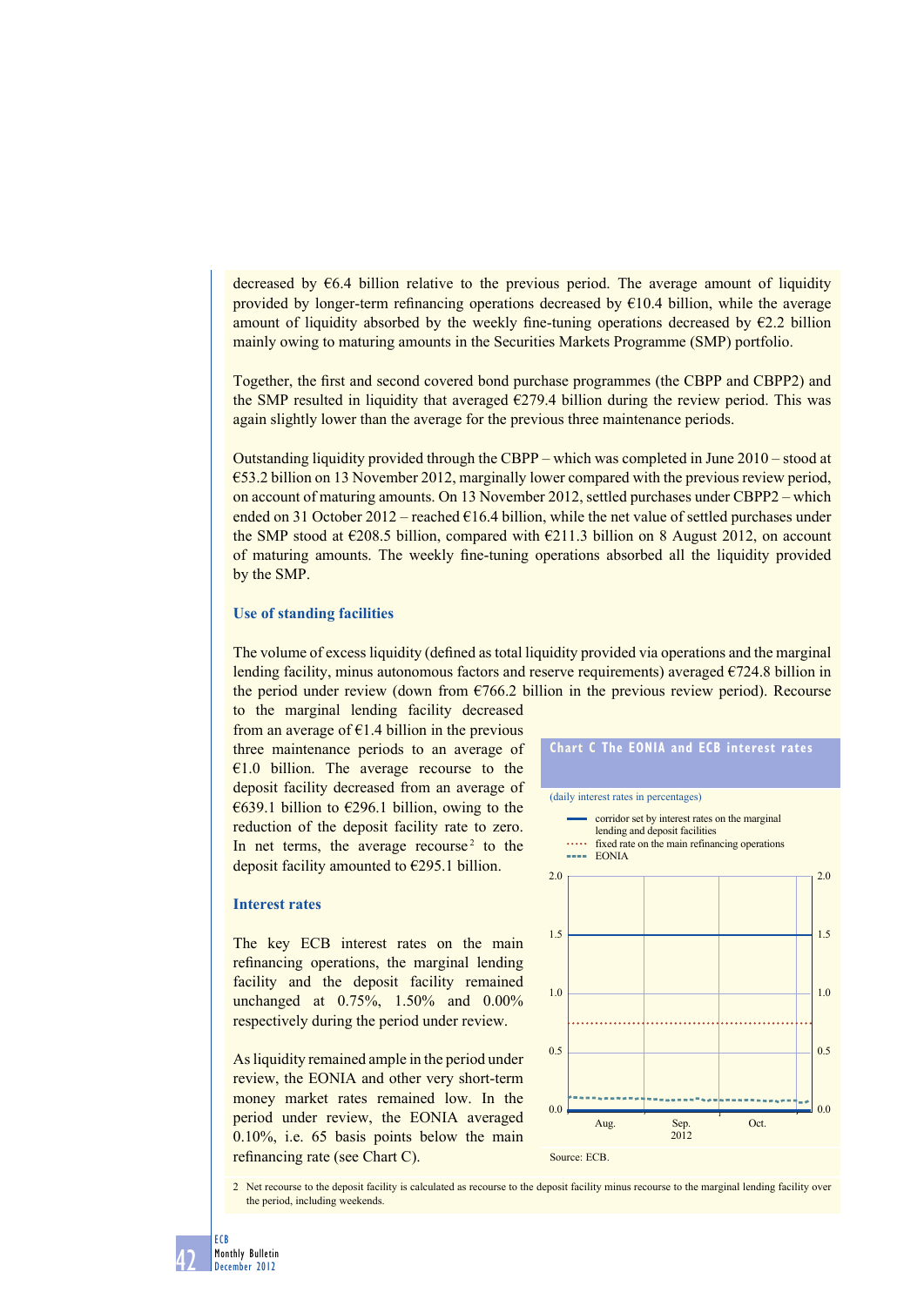decreased by €6.4 billion relative to the previous period. The average amount of liquidity provided by longer-term refinancing operations decreased by €10.4 billion, while the average amount of liquidity absorbed by the weekly fine-tuning operations decreased by €2.2 billion mainly owing to maturing amounts in the Securities Markets Programme (SMP) portfolio.

Together, the first and second covered bond purchase programmes (the CBPP and CBPP2) and the SMP resulted in liquidity that averaged €279.4 billion during the review period. This was again slightly lower than the average for the previous three maintenance periods.

Outstanding liquidity provided through the CBPP – which was completed in June 2010 – stood at €53.2 billion on 13 November 2012, marginally lower compared with the previous review period, on account of maturing amounts. On 13 November 2012, settled purchases under CBPP2 – which ended on 31 October 2012 – reached €16.4 billion, while the net value of settled purchases under the SMP stood at €208.5 billion, compared with €211.3 billion on 8 August 2012, on account of maturing amounts. The weekly fine-tuning operations absorbed all the liquidity provided by the SMP.

### Use of standing facilities

The volume of excess liquidity (defined as total liquidity provided via operations and the marginal lending facility, minus autonomous factors and reserve requirements) averaged €724.8 billion in the period under review (down from €766.2 billion in the previous review period). Recourse to the marginal lending facility decreased from an average of €1.4 billion in the previous three maintenance periods to an average of €1.0 billion. The average recourse to the deposit facility decreased from an average of €639.1 billion to €296.1 billion, owing to the reduction of the deposit facility rate to zero. In net terms, the average recourse[2] to the deposit facility amounted to €295.1 billion.

### Interest rates

The key ECB interest rates on the main refinancing operations, the marginal lending facility and the deposit facility remained unchanged at 0.75%, 1.50% and 0.00% respectively during the period under review.

As liquidity remained ample in the period under review, the EONIA and other very short-term money market rates remained low. In the period under review, the EONIA averaged 0.10%, i.e. 65 basis points below the main refinancing rate (see Chart C).

**Chart C The EONIA and ECB interest rates**

(daily interest rates in percentages)

corridor set by interest rates on the marginal lending and deposit facilities
fixed rate on the main refinancing operations
EONIA

2.0
1.5
1.0
0.5
0.0

Aug.
Sep.
2012
Oct.

Source: ECB.

2 Net recourse to the deposit facility is calculated as recourse to the deposit facility minus recourse to the marginal lending facility over the period, including weekends.